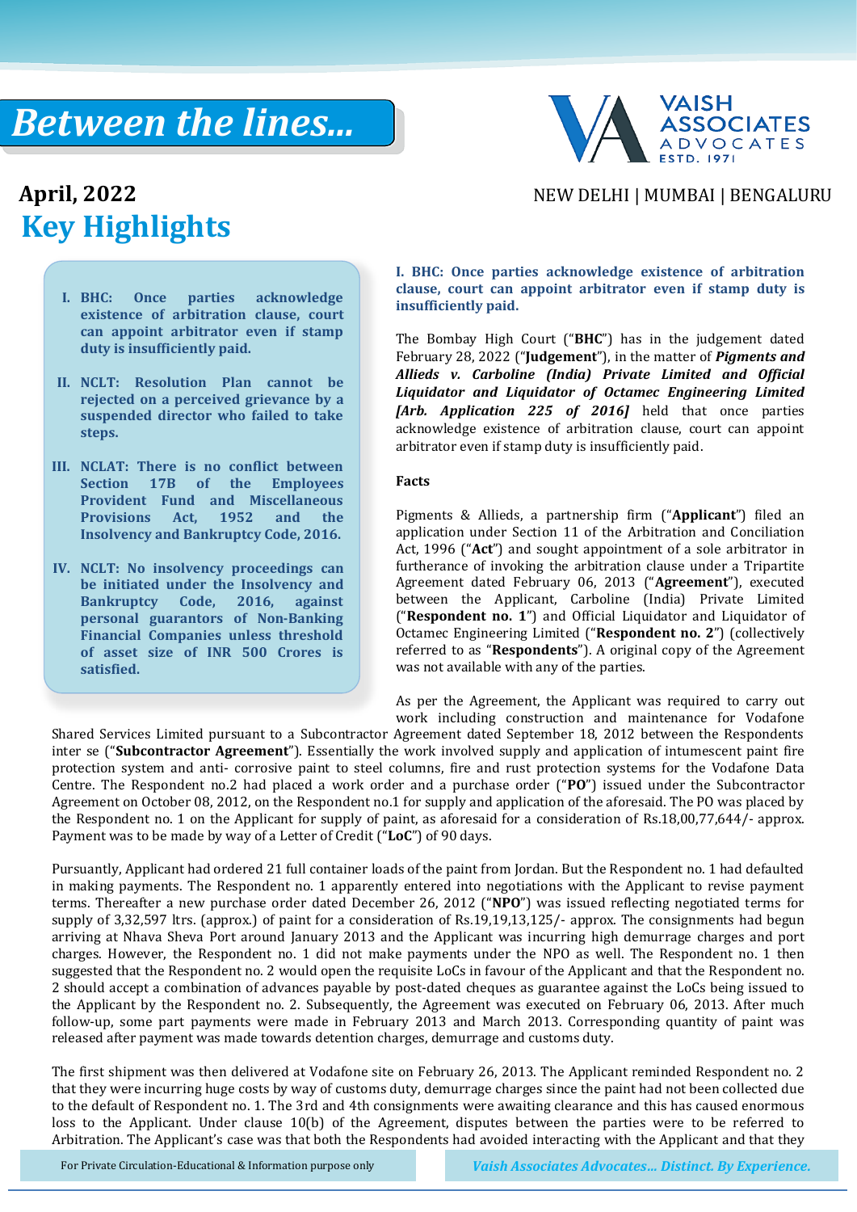# Between the lines...

VAISH ASSOCIATES ADVOCATES ESTD. 1971

NEW DELHI | MUMBAI | BENGALURU

**April, 2022**

## Key Highlights

I. **BHC: Once parties acknowledge existence of arbitration clause, court can appoint arbitrator even if stamp duty is insufficiently paid.**

II. **NCLT: Resolution Plan cannot be rejected on a perceived grievance by a suspended director who failed to take steps.**

III. **NCLAT: There is no conflict between Section 17B of the Employees Provident Fund and Miscellaneous Provisions Act, 1952 and the Insolvency and Bankruptcy Code, 2016.**

IV. **NCLT: No insolvency proceedings can be initiated under the Insolvency and Bankruptcy Code, 2016, against personal guarantors of Non-Banking Financial Companies unless threshold of asset size of INR 500 Crores is satisfied.**

### I. BHC: Once parties acknowledge existence of arbitration clause, court can appoint arbitrator even if stamp duty is insufficiently paid.

The Bombay High Court ("**BHC**") has in the judgement dated February 28, 2022 ("**Judgement**"), in the matter of ***Pigments and Allieds v. Carboline (India) Private Limited and Official Liquidator and Liquidator of Octamec Engineering Limited [Arb. Application 225 of 2016]*** held that once parties acknowledge existence of arbitration clause, court can appoint arbitrator even if stamp duty is insufficiently paid.

**Facts**

Pigments & Allieds, a partnership firm ("**Applicant**") filed an application under Section 11 of the Arbitration and Conciliation Act, 1996 ("**Act**") and sought appointment of a sole arbitrator in furtherance of invoking the arbitration clause under a Tripartite Agreement dated February 06, 2013 ("**Agreement**"), executed between the Applicant, Carboline (India) Private Limited ("**Respondent no. 1**") and Official Liquidator and Liquidator of Octamec Engineering Limited ("**Respondent no. 2**") (collectively referred to as "**Respondents**"). A original copy of the Agreement was not available with any of the parties.

As per the Agreement, the Applicant was required to carry out work including construction and maintenance for Vodafone Shared Services Limited pursuant to a Subcontractor Agreement dated September 18, 2012 between the Respondents inter se ("**Subcontractor Agreement**"). Essentially the work involved supply and application of intumescent paint fire protection system and anti- corrosive paint to steel columns, fire and rust protection systems for the Vodafone Data Centre. The Respondent no.2 had placed a work order and a purchase order ("**PO**") issued under the Subcontractor Agreement on October 08, 2012, on the Respondent no.1 for supply and application of the aforesaid. The PO was placed by the Respondent no. 1 on the Applicant for supply of paint, as aforesaid for a consideration of Rs.18,00,77,644/- approx. Payment was to be made by way of a Letter of Credit ("**LoC**") of 90 days.

Pursuantly, Applicant had ordered 21 full container loads of the paint from Jordan. But the Respondent no. 1 had defaulted in making payments. The Respondent no. 1 apparently entered into negotiations with the Applicant to revise payment terms. Thereafter a new purchase order dated December 26, 2012 ("**NPO**") was issued reflecting negotiated terms for supply of 3,32,597 ltrs. (approx.) of paint for a consideration of Rs.19,19,13,125/- approx. The consignments had begun arriving at Nhava Sheva Port around January 2013 and the Applicant was incurring high demurrage charges and port charges. However, the Respondent no. 1 did not make payments under the NPO as well. The Respondent no. 1 then suggested that the Respondent no. 2 would open the requisite LoCs in favour of the Applicant and that the Respondent no. 2 should accept a combination of advances payable by post-dated cheques as guarantee against the LoCs being issued to the Applicant by the Respondent no. 2. Subsequently, the Agreement was executed on February 06, 2013. After much follow-up, some part payments were made in February 2013 and March 2013. Corresponding quantity of paint was released after payment was made towards detention charges, demurrage and customs duty.

The first shipment was then delivered at Vodafone site on February 26, 2013. The Applicant reminded Respondent no. 2 that they were incurring huge costs by way of customs duty, demurrage charges since the paint had not been collected due to the default of Respondent no. 1. The 3rd and 4th consignments were awaiting clearance and this has caused enormous loss to the Applicant. Under clause 10(b) of the Agreement, disputes between the parties were to be referred to Arbitration. The Applicant's case was that both the Respondents had avoided interacting with the Applicant and that they

For Private Circulation-Educational & Information purpose only

*Vaish Associates Advocates... Distinct. By Experience.*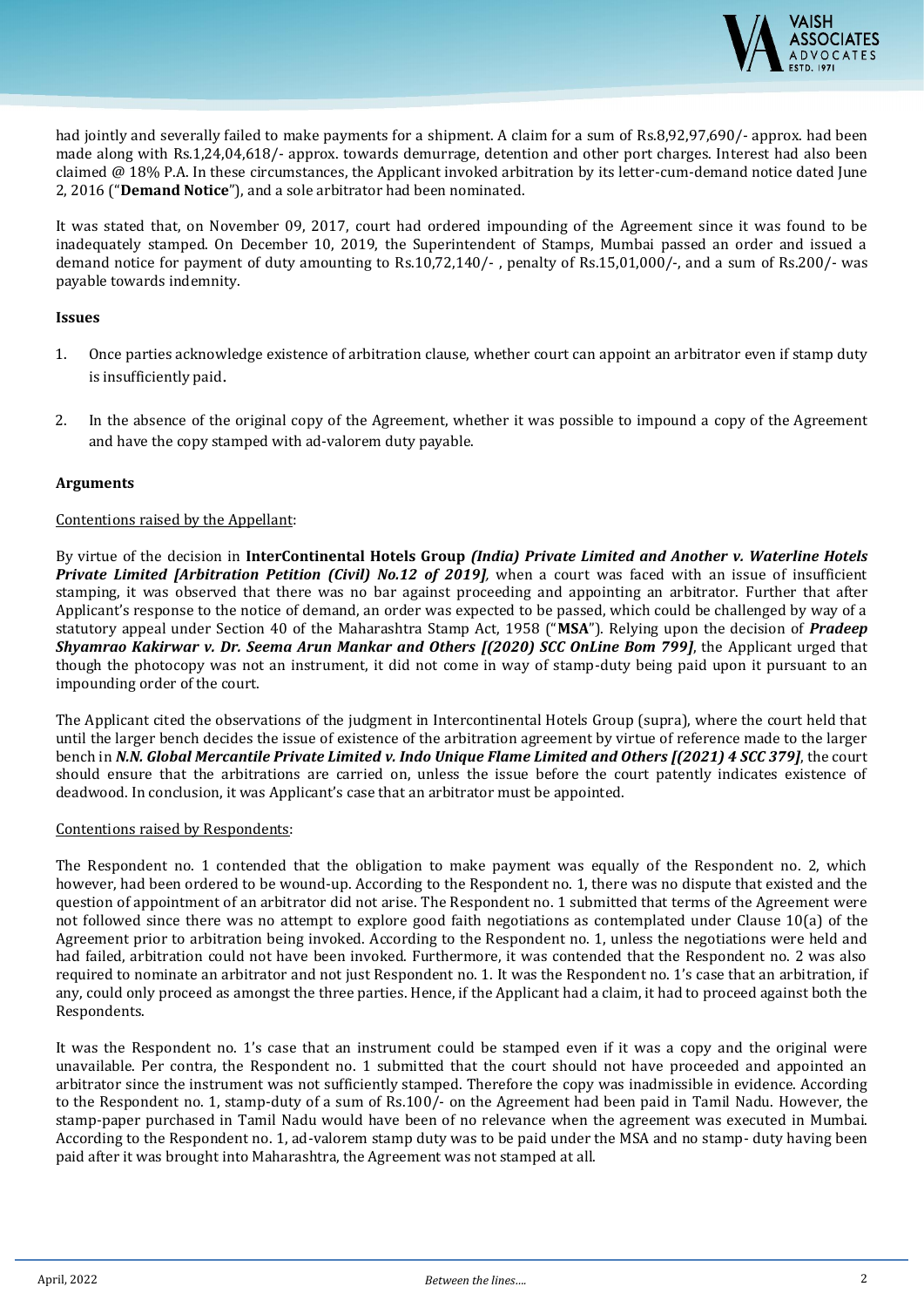had jointly and severally failed to make payments for a shipment. A claim for a sum of Rs.8,92,97,690/- approx. had been made along with Rs.1,24,04,618/- approx. towards demurrage, detention and other port charges. Interest had also been claimed @ 18% P.A. In these circumstances, the Applicant invoked arbitration by its letter-cum-demand notice dated June 2, 2016 ("**Demand Notice**"), and a sole arbitrator had been nominated.

It was stated that, on November 09, 2017, court had ordered impounding of the Agreement since it was found to be inadequately stamped. On December 10, 2019, the Superintendent of Stamps, Mumbai passed an order and issued a demand notice for payment of duty amounting to Rs.10,72,140/- , penalty of Rs.15,01,000/-, and a sum of Rs.200/- was payable towards indemnity.

**Issues**

1. Once parties acknowledge existence of arbitration clause, whether court can appoint an arbitrator even if stamp duty is insufficiently paid.

2. In the absence of the original copy of the Agreement, whether it was possible to impound a copy of the Agreement and have the copy stamped with ad-valorem duty payable.

**Arguments**

Contentions raised by the Appellant:

By virtue of the decision in **InterContinental Hotels Group** ***(India) Private Limited and Another v. Waterline Hotels Private Limited [Arbitration Petition (Civil) No.12 of 2019]***, when a court was faced with an issue of insufficient stamping, it was observed that there was no bar against proceeding and appointing an arbitrator. Further that after Applicant's response to the notice of demand, an order was expected to be passed, which could be challenged by way of a statutory appeal under Section 40 of the Maharashtra Stamp Act, 1958 ("**MSA**"). Relying upon the decision of ***Pradeep Shyamrao Kakirwar v. Dr. Seema Arun Mankar and Others [(2020) SCC OnLine Bom 799]***, the Applicant urged that though the photocopy was not an instrument, it did not come in way of stamp-duty being paid upon it pursuant to an impounding order of the court.

The Applicant cited the observations of the judgment in Intercontinental Hotels Group (supra), where the court held that until the larger bench decides the issue of existence of the arbitration agreement by virtue of reference made to the larger bench in ***N.N. Global Mercantile Private Limited v. Indo Unique Flame Limited and Others [(2021) 4 SCC 379]***, the court should ensure that the arbitrations are carried on, unless the issue before the court patently indicates existence of deadwood. In conclusion, it was Applicant's case that an arbitrator must be appointed.

Contentions raised by Respondents:

The Respondent no. 1 contended that the obligation to make payment was equally of the Respondent no. 2, which however, had been ordered to be wound-up. According to the Respondent no. 1, there was no dispute that existed and the question of appointment of an arbitrator did not arise. The Respondent no. 1 submitted that terms of the Agreement were not followed since there was no attempt to explore good faith negotiations as contemplated under Clause 10(a) of the Agreement prior to arbitration being invoked. According to the Respondent no. 1, unless the negotiations were held and had failed, arbitration could not have been invoked. Furthermore, it was contended that the Respondent no. 2 was also required to nominate an arbitrator and not just Respondent no. 1. It was the Respondent no. 1's case that an arbitration, if any, could only proceed as amongst the three parties. Hence, if the Applicant had a claim, it had to proceed against both the Respondents.

It was the Respondent no. 1's case that an instrument could be stamped even if it was a copy and the original were unavailable. Per contra, the Respondent no. 1 submitted that the court should not have proceeded and appointed an arbitrator since the instrument was not sufficiently stamped. Therefore the copy was inadmissible in evidence. According to the Respondent no. 1, stamp-duty of a sum of Rs.100/- on the Agreement had been paid in Tamil Nadu. However, the stamp-paper purchased in Tamil Nadu would have been of no relevance when the agreement was executed in Mumbai. According to the Respondent no. 1, ad-valorem stamp duty was to be paid under the MSA and no stamp- duty having been paid after it was brought into Maharashtra, the Agreement was not stamped at all.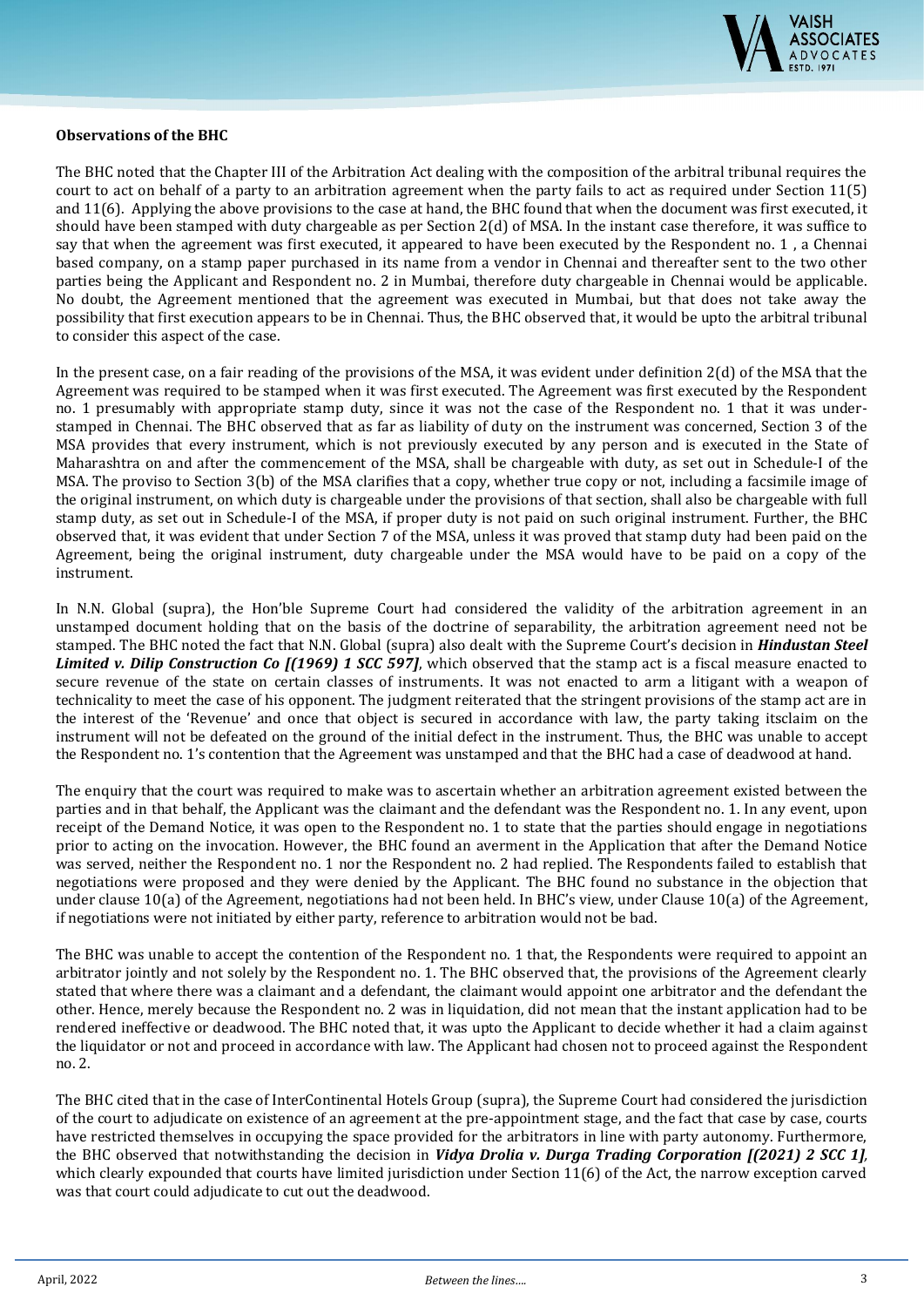**Observations of the BHC**

The BHC noted that the Chapter III of the Arbitration Act dealing with the composition of the arbitral tribunal requires the court to act on behalf of a party to an arbitration agreement when the party fails to act as required under Section 11(5) and 11(6). Applying the above provisions to the case at hand, the BHC found that when the document was first executed, it should have been stamped with duty chargeable as per Section 2(d) of MSA. In the instant case therefore, it was suffice to say that when the agreement was first executed, it appeared to have been executed by the Respondent no. 1 , a Chennai based company, on a stamp paper purchased in its name from a vendor in Chennai and thereafter sent to the two other parties being the Applicant and Respondent no. 2 in Mumbai, therefore duty chargeable in Chennai would be applicable. No doubt, the Agreement mentioned that the agreement was executed in Mumbai, but that does not take away the possibility that first execution appears to be in Chennai. Thus, the BHC observed that, it would be upto the arbitral tribunal to consider this aspect of the case.

In the present case, on a fair reading of the provisions of the MSA, it was evident under definition 2(d) of the MSA that the Agreement was required to be stamped when it was first executed. The Agreement was first executed by the Respondent no. 1 presumably with appropriate stamp duty, since it was not the case of the Respondent no. 1 that it was under-stamped in Chennai. The BHC observed that as far as liability of duty on the instrument was concerned, Section 3 of the MSA provides that every instrument, which is not previously executed by any person and is executed in the State of Maharashtra on and after the commencement of the MSA, shall be chargeable with duty, as set out in Schedule-I of the MSA. The proviso to Section 3(b) of the MSA clarifies that a copy, whether true copy or not, including a facsimile image of the original instrument, on which duty is chargeable under the provisions of that section, shall also be chargeable with full stamp duty, as set out in Schedule-I of the MSA, if proper duty is not paid on such original instrument. Further, the BHC observed that, it was evident that under Section 7 of the MSA, unless it was proved that stamp duty had been paid on the Agreement, being the original instrument, duty chargeable under the MSA would have to be paid on a copy of the instrument.

In N.N. Global (supra), the Hon'ble Supreme Court had considered the validity of the arbitration agreement in an unstamped document holding that on the basis of the doctrine of separability, the arbitration agreement need not be stamped. The BHC noted the fact that N.N. Global (supra) also dealt with the Supreme Court's decision in ***Hindustan Steel Limited v. Dilip Construction Co [(1969) 1 SCC 597]***, which observed that the stamp act is a fiscal measure enacted to secure revenue of the state on certain classes of instruments. It was not enacted to arm a litigant with a weapon of technicality to meet the case of his opponent. The judgment reiterated that the stringent provisions of the stamp act are in the interest of the 'Revenue' and once that object is secured in accordance with law, the party taking itsclaim on the instrument will not be defeated on the ground of the initial defect in the instrument. Thus, the BHC was unable to accept the Respondent no. 1's contention that the Agreement was unstamped and that the BHC had a case of deadwood at hand.

The enquiry that the court was required to make was to ascertain whether an arbitration agreement existed between the parties and in that behalf, the Applicant was the claimant and the defendant was the Respondent no. 1. In any event, upon receipt of the Demand Notice, it was open to the Respondent no. 1 to state that the parties should engage in negotiations prior to acting on the invocation. However, the BHC found an averment in the Application that after the Demand Notice was served, neither the Respondent no. 1 nor the Respondent no. 2 had replied. The Respondents failed to establish that negotiations were proposed and they were denied by the Applicant. The BHC found no substance in the objection that under clause 10(a) of the Agreement, negotiations had not been held. In BHC's view, under Clause 10(a) of the Agreement, if negotiations were not initiated by either party, reference to arbitration would not be bad.

The BHC was unable to accept the contention of the Respondent no. 1 that, the Respondents were required to appoint an arbitrator jointly and not solely by the Respondent no. 1. The BHC observed that, the provisions of the Agreement clearly stated that where there was a claimant and a defendant, the claimant would appoint one arbitrator and the defendant the other. Hence, merely because the Respondent no. 2 was in liquidation, did not mean that the instant application had to be rendered ineffective or deadwood. The BHC noted that, it was upto the Applicant to decide whether it had a claim against the liquidator or not and proceed in accordance with law. The Applicant had chosen not to proceed against the Respondent no. 2.

The BHC cited that in the case of InterContinental Hotels Group (supra), the Supreme Court had considered the jurisdiction of the court to adjudicate on existence of an agreement at the pre-appointment stage, and the fact that case by case, courts have restricted themselves in occupying the space provided for the arbitrators in line with party autonomy. Furthermore, the BHC observed that notwithstanding the decision in ***Vidya Drolia v. Durga Trading Corporation [(2021) 2 SCC 1]***, which clearly expounded that courts have limited jurisdiction under Section 11(6) of the Act, the narrow exception carved was that court could adjudicate to cut out the deadwood.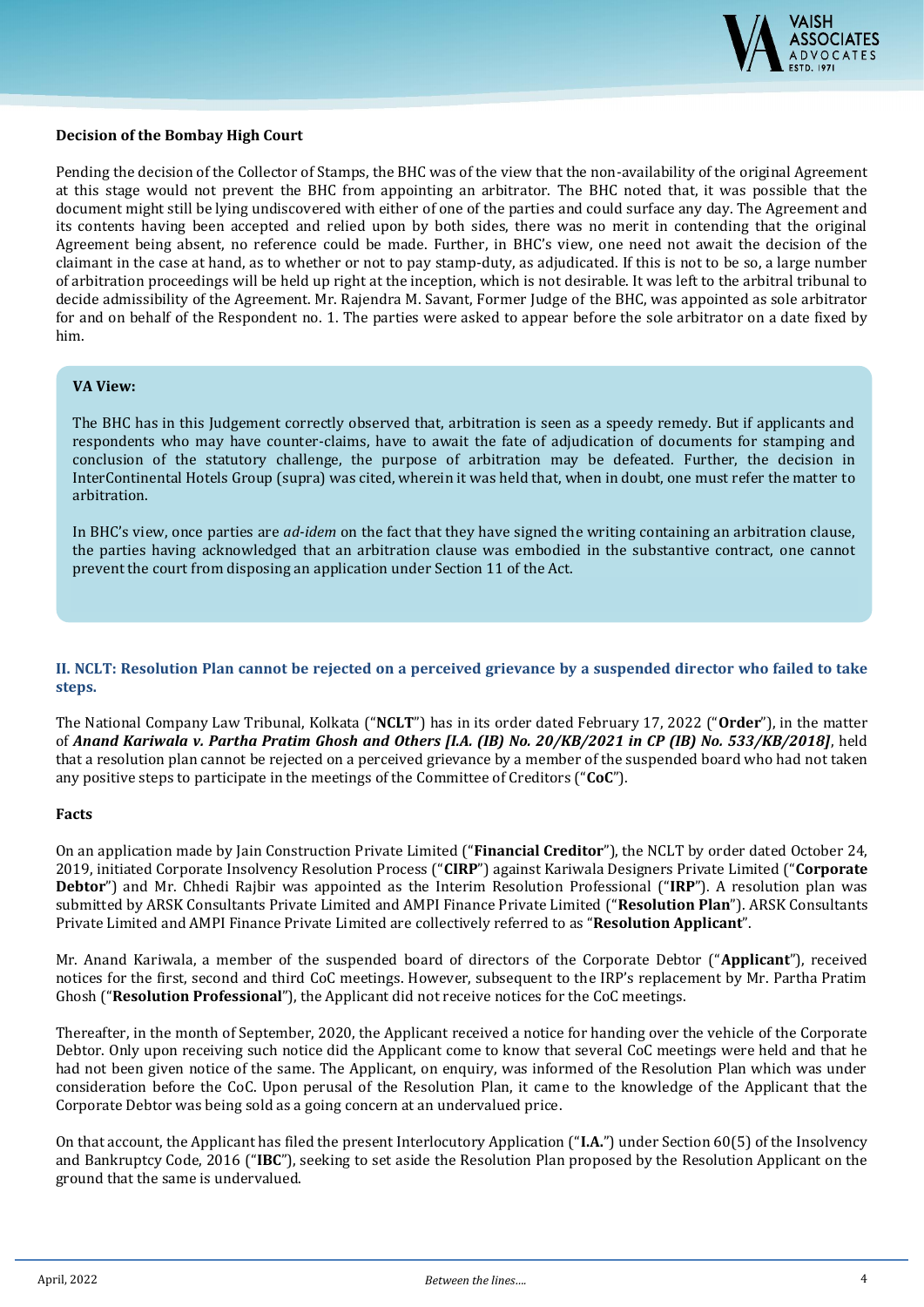**Decision of the Bombay High Court**

Pending the decision of the Collector of Stamps, the BHC was of the view that the non-availability of the original Agreement at this stage would not prevent the BHC from appointing an arbitrator. The BHC noted that, it was possible that the document might still be lying undiscovered with either of one of the parties and could surface any day. The Agreement and its contents having been accepted and relied upon by both sides, there was no merit in contending that the original Agreement being absent, no reference could be made. Further, in BHC's view, one need not await the decision of the claimant in the case at hand, as to whether or not to pay stamp-duty, as adjudicated. If this is not to be so, a large number of arbitration proceedings will be held up right at the inception, which is not desirable. It was left to the arbitral tribunal to decide admissibility of the Agreement. Mr. Rajendra M. Savant, Former Judge of the BHC, was appointed as sole arbitrator for and on behalf of the Respondent no. 1. The parties were asked to appear before the sole arbitrator on a date fixed by him.

**VA View:**

The BHC has in this Judgement correctly observed that, arbitration is seen as a speedy remedy. But if applicants and respondents who may have counter-claims, have to await the fate of adjudication of documents for stamping and conclusion of the statutory challenge, the purpose of arbitration may be defeated. Further, the decision in InterContinental Hotels Group (supra) was cited, wherein it was held that, when in doubt, one must refer the matter to arbitration.

In BHC's view, once parties are *ad-idem* on the fact that they have signed the writing containing an arbitration clause, the parties having acknowledged that an arbitration clause was embodied in the substantive contract, one cannot prevent the court from disposing an application under Section 11 of the Act.

## II. NCLT: Resolution Plan cannot be rejected on a perceived grievance by a suspended director who failed to take steps.

The National Company Law Tribunal, Kolkata ("**NCLT**") has in its order dated February 17, 2022 ("**Order**"), in the matter of ***Anand Kariwala v. Partha Pratim Ghosh and Others [I.A. (IB) No. 20/KB/2021 in CP (IB) No. 533/KB/2018]***, held that a resolution plan cannot be rejected on a perceived grievance by a member of the suspended board who had not taken any positive steps to participate in the meetings of the Committee of Creditors ("**CoC**").

**Facts**

On an application made by Jain Construction Private Limited ("**Financial Creditor**"), the NCLT by order dated October 24, 2019, initiated Corporate Insolvency Resolution Process ("**CIRP**") against Kariwala Designers Private Limited ("**Corporate Debtor**") and Mr. Chhedi Rajbir was appointed as the Interim Resolution Professional ("**IRP**"). A resolution plan was submitted by ARSK Consultants Private Limited and AMPI Finance Private Limited ("**Resolution Plan**"). ARSK Consultants Private Limited and AMPI Finance Private Limited are collectively referred to as "**Resolution Applicant**".

Mr. Anand Kariwala, a member of the suspended board of directors of the Corporate Debtor ("**Applicant**"), received notices for the first, second and third CoC meetings. However, subsequent to the IRP's replacement by Mr. Partha Pratim Ghosh ("**Resolution Professional**"), the Applicant did not receive notices for the CoC meetings.

Thereafter, in the month of September, 2020, the Applicant received a notice for handing over the vehicle of the Corporate Debtor. Only upon receiving such notice did the Applicant come to know that several CoC meetings were held and that he had not been given notice of the same. The Applicant, on enquiry, was informed of the Resolution Plan which was under consideration before the CoC. Upon perusal of the Resolution Plan, it came to the knowledge of the Applicant that the Corporate Debtor was being sold as a going concern at an undervalued price.

On that account, the Applicant has filed the present Interlocutory Application ("**I.A.**") under Section 60(5) of the Insolvency and Bankruptcy Code, 2016 ("**IBC**"), seeking to set aside the Resolution Plan proposed by the Resolution Applicant on the ground that the same is undervalued.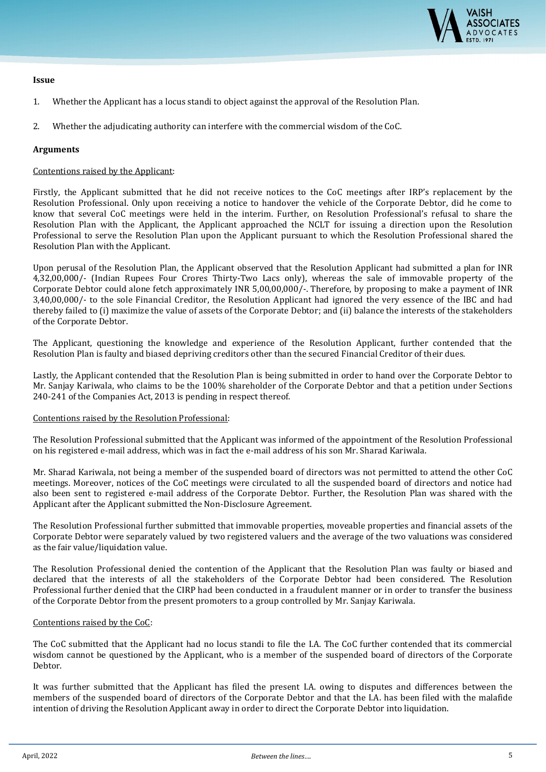**Issue**

1. Whether the Applicant has a locus standi to object against the approval of the Resolution Plan.

2. Whether the adjudicating authority can interfere with the commercial wisdom of the CoC.

**Arguments**

Contentions raised by the Applicant:

Firstly, the Applicant submitted that he did not receive notices to the CoC meetings after IRP's replacement by the Resolution Professional. Only upon receiving a notice to handover the vehicle of the Corporate Debtor, did he come to know that several CoC meetings were held in the interim. Further, on Resolution Professional's refusal to share the Resolution Plan with the Applicant, the Applicant approached the NCLT for issuing a direction upon the Resolution Professional to serve the Resolution Plan upon the Applicant pursuant to which the Resolution Professional shared the Resolution Plan with the Applicant.

Upon perusal of the Resolution Plan, the Applicant observed that the Resolution Applicant had submitted a plan for INR 4,32,00,000/- (Indian Rupees Four Crores Thirty-Two Lacs only), whereas the sale of immovable property of the Corporate Debtor could alone fetch approximately INR 5,00,00,000/-. Therefore, by proposing to make a payment of INR 3,40,00,000/- to the sole Financial Creditor, the Resolution Applicant had ignored the very essence of the IBC and had thereby failed to (i) maximize the value of assets of the Corporate Debtor; and (ii) balance the interests of the stakeholders of the Corporate Debtor.

The Applicant, questioning the knowledge and experience of the Resolution Applicant, further contended that the Resolution Plan is faulty and biased depriving creditors other than the secured Financial Creditor of their dues.

Lastly, the Applicant contended that the Resolution Plan is being submitted in order to hand over the Corporate Debtor to Mr. Sanjay Kariwala, who claims to be the 100% shareholder of the Corporate Debtor and that a petition under Sections 240-241 of the Companies Act, 2013 is pending in respect thereof.

Contentions raised by the Resolution Professional:

The Resolution Professional submitted that the Applicant was informed of the appointment of the Resolution Professional on his registered e-mail address, which was in fact the e-mail address of his son Mr. Sharad Kariwala.

Mr. Sharad Kariwala, not being a member of the suspended board of directors was not permitted to attend the other CoC meetings. Moreover, notices of the CoC meetings were circulated to all the suspended board of directors and notice had also been sent to registered e-mail address of the Corporate Debtor. Further, the Resolution Plan was shared with the Applicant after the Applicant submitted the Non-Disclosure Agreement.

The Resolution Professional further submitted that immovable properties, moveable properties and financial assets of the Corporate Debtor were separately valued by two registered valuers and the average of the two valuations was considered as the fair value/liquidation value.

The Resolution Professional denied the contention of the Applicant that the Resolution Plan was faulty or biased and declared that the interests of all the stakeholders of the Corporate Debtor had been considered. The Resolution Professional further denied that the CIRP had been conducted in a fraudulent manner or in order to transfer the business of the Corporate Debtor from the present promoters to a group controlled by Mr. Sanjay Kariwala.

Contentions raised by the CoC:

The CoC submitted that the Applicant had no locus standi to file the I.A. The CoC further contended that its commercial wisdom cannot be questioned by the Applicant, who is a member of the suspended board of directors of the Corporate Debtor.

It was further submitted that the Applicant has filed the present I.A. owing to disputes and differences between the members of the suspended board of directors of the Corporate Debtor and that the I.A. has been filed with the malafide intention of driving the Resolution Applicant away in order to direct the Corporate Debtor into liquidation.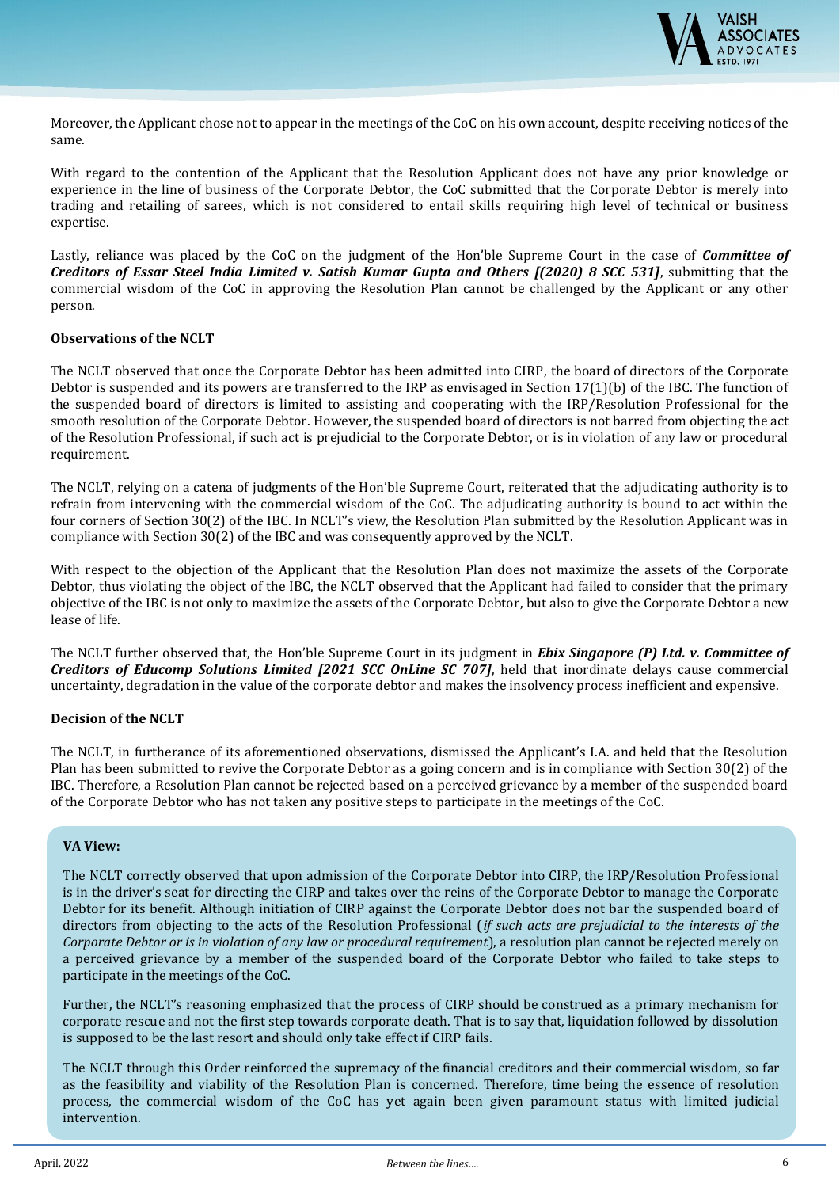Moreover, the Applicant chose not to appear in the meetings of the CoC on his own account, despite receiving notices of the same.

With regard to the contention of the Applicant that the Resolution Applicant does not have any prior knowledge or experience in the line of business of the Corporate Debtor, the CoC submitted that the Corporate Debtor is merely into trading and retailing of sarees, which is not considered to entail skills requiring high level of technical or business expertise.

Lastly, reliance was placed by the CoC on the judgment of the Hon'ble Supreme Court in the case of ***Committee of Creditors of Essar Steel India Limited v. Satish Kumar Gupta and Others [(2020) 8 SCC 531]***, submitting that the commercial wisdom of the CoC in approving the Resolution Plan cannot be challenged by the Applicant or any other person.

**Observations of the NCLT**

The NCLT observed that once the Corporate Debtor has been admitted into CIRP, the board of directors of the Corporate Debtor is suspended and its powers are transferred to the IRP as envisaged in Section 17(1)(b) of the IBC. The function of the suspended board of directors is limited to assisting and cooperating with the IRP/Resolution Professional for the smooth resolution of the Corporate Debtor. However, the suspended board of directors is not barred from objecting the act of the Resolution Professional, if such act is prejudicial to the Corporate Debtor, or is in violation of any law or procedural requirement.

The NCLT, relying on a catena of judgments of the Hon'ble Supreme Court, reiterated that the adjudicating authority is to refrain from intervening with the commercial wisdom of the CoC. The adjudicating authority is bound to act within the four corners of Section 30(2) of the IBC. In NCLT's view, the Resolution Plan submitted by the Resolution Applicant was in compliance with Section 30(2) of the IBC and was consequently approved by the NCLT.

With respect to the objection of the Applicant that the Resolution Plan does not maximize the assets of the Corporate Debtor, thus violating the object of the IBC, the NCLT observed that the Applicant had failed to consider that the primary objective of the IBC is not only to maximize the assets of the Corporate Debtor, but also to give the Corporate Debtor a new lease of life.

The NCLT further observed that, the Hon'ble Supreme Court in its judgment in ***Ebix Singapore (P) Ltd. v. Committee of Creditors of Educomp Solutions Limited [2021 SCC OnLine SC 707]***, held that inordinate delays cause commercial uncertainty, degradation in the value of the corporate debtor and makes the insolvency process inefficient and expensive.

**Decision of the NCLT**

The NCLT, in furtherance of its aforementioned observations, dismissed the Applicant's I.A. and held that the Resolution Plan has been submitted to revive the Corporate Debtor as a going concern and is in compliance with Section 30(2) of the IBC. Therefore, a Resolution Plan cannot be rejected based on a perceived grievance by a member of the suspended board of the Corporate Debtor who has not taken any positive steps to participate in the meetings of the CoC.

**VA View:**

The NCLT correctly observed that upon admission of the Corporate Debtor into CIRP, the IRP/Resolution Professional is in the driver's seat for directing the CIRP and takes over the reins of the Corporate Debtor to manage the Corporate Debtor for its benefit. Although initiation of CIRP against the Corporate Debtor does not bar the suspended board of directors from objecting to the acts of the Resolution Professional (*if such acts are prejudicial to the interests of the Corporate Debtor or is in violation of any law or procedural requirement*), a resolution plan cannot be rejected merely on a perceived grievance by a member of the suspended board of the Corporate Debtor who failed to take steps to participate in the meetings of the CoC.

Further, the NCLT's reasoning emphasized that the process of CIRP should be construed as a primary mechanism for corporate rescue and not the first step towards corporate death. That is to say that, liquidation followed by dissolution is supposed to be the last resort and should only take effect if CIRP fails.

The NCLT through this Order reinforced the supremacy of the financial creditors and their commercial wisdom, so far as the feasibility and viability of the Resolution Plan is concerned. Therefore, time being the essence of resolution process, the commercial wisdom of the CoC has yet again been given paramount status with limited judicial intervention.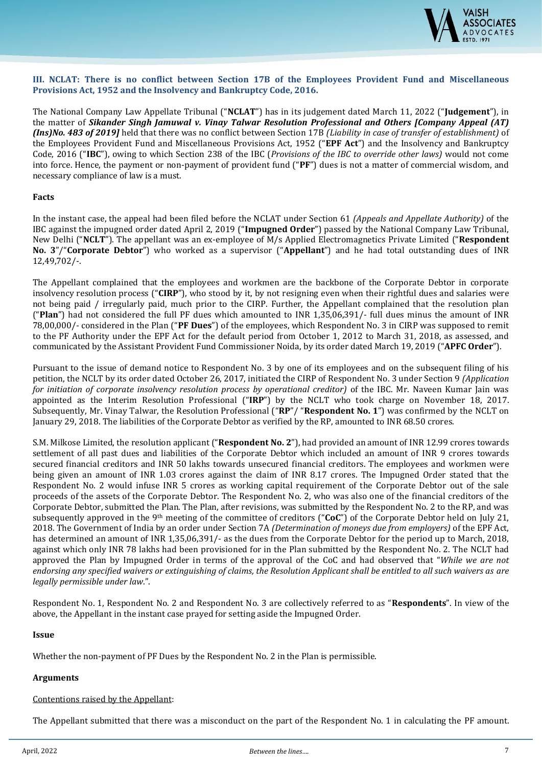### III. NCLAT: There is no conflict between Section 17B of the Employees Provident Fund and Miscellaneous Provisions Act, 1952 and the Insolvency and Bankruptcy Code, 2016.

The National Company Law Appellate Tribunal ("**NCLAT**") has in its judgement dated March 11, 2022 ("**Judgement**"), in the matter of ***Sikander Singh Jamuwal v. Vinay Talwar Resolution Professional and Others [Company Appeal (AT) (Ins)No. 483 of 2019]*** held that there was no conflict between Section 17B *(Liability in case of transfer of establishment)* of the Employees Provident Fund and Miscellaneous Provisions Act, 1952 ("**EPF Act**") and the Insolvency and Bankruptcy Code, 2016 ("**IBC**"), owing to which Section 238 of the IBC (*Provisions of the IBC to override other laws)* would not come into force. Hence, the payment or non-payment of provident fund ("**PF**") dues is not a matter of commercial wisdom, and necessary compliance of law is a must.

#### Facts

In the instant case, the appeal had been filed before the NCLAT under Section 61 *(Appeals and Appellate Authority)* of the IBC against the impugned order dated April 2, 2019 ("**Impugned Order**") passed by the National Company Law Tribunal, New Delhi ("**NCLT**"). The appellant was an ex-employee of M/s Applied Electromagnetics Private Limited ("**Respondent No. 3**"/"**Corporate Debtor**") who worked as a supervisor ("**Appellant**") and he had total outstanding dues of INR 12,49,702/-.

The Appellant complained that the employees and workmen are the backbone of the Corporate Debtor in corporate insolvency resolution process ("**CIRP**"), who stood by it, by not resigning even when their rightful dues and salaries were not being paid / irregularly paid, much prior to the CIRP. Further, the Appellant complained that the resolution plan ("**Plan**") had not considered the full PF dues which amounted to INR 1,35,06,391/- full dues minus the amount of INR 78,00,000/- considered in the Plan ("**PF Dues**") of the employees, which Respondent No. 3 in CIRP was supposed to remit to the PF Authority under the EPF Act for the default period from October 1, 2012 to March 31, 2018, as assessed, and communicated by the Assistant Provident Fund Commissioner Noida, by its order dated March 19, 2019 ("**APFC Order**").

Pursuant to the issue of demand notice to Respondent No. 3 by one of its employees and on the subsequent filing of his petition, the NCLT by its order dated October 26, 2017, initiated the CIRP of Respondent No. 3 under Section 9 *(Application for initiation of corporate insolvency resolution process by operational creditor)* of the IBC. Mr. Naveen Kumar Jain was appointed as the Interim Resolution Professional ("**IRP**") by the NCLT who took charge on November 18, 2017. Subsequently, Mr. Vinay Talwar, the Resolution Professional ("**RP**"/ "**Respondent No. 1**") was confirmed by the NCLT on January 29, 2018. The liabilities of the Corporate Debtor as verified by the RP, amounted to INR 68.50 crores.

S.M. Milkose Limited, the resolution applicant ("**Respondent No. 2**"), had provided an amount of INR 12.99 crores towards settlement of all past dues and liabilities of the Corporate Debtor which included an amount of INR 9 crores towards secured financial creditors and INR 50 lakhs towards unsecured financial creditors. The employees and workmen were being given an amount of INR 1.03 crores against the claim of INR 8.17 crores. The Impugned Order stated that the Respondent No. 2 would infuse INR 5 crores as working capital requirement of the Corporate Debtor out of the sale proceeds of the assets of the Corporate Debtor. The Respondent No. 2, who was also one of the financial creditors of the Corporate Debtor, submitted the Plan. The Plan, after revisions, was submitted by the Respondent No. 2 to the RP, and was subsequently approved in the 9th meeting of the committee of creditors ("**CoC**") of the Corporate Debtor held on July 21, 2018. The Government of India by an order under Section 7A *(Determination of moneys due from employers)* of the EPF Act, has determined an amount of INR 1,35,06,391/- as the dues from the Corporate Debtor for the period up to March, 2018, against which only INR 78 lakhs had been provisioned for in the Plan submitted by the Respondent No. 2. The NCLT had approved the Plan by Impugned Order in terms of the approval of the CoC and had observed that "*While we are not endorsing any specified waivers or extinguishing of claims, the Resolution Applicant shall be entitled to all such waivers as are legally permissible under law.*".

Respondent No. 1, Respondent No. 2 and Respondent No. 3 are collectively referred to as "**Respondents**". In view of the above, the Appellant in the instant case prayed for setting aside the Impugned Order.

#### Issue

Whether the non-payment of PF Dues by the Respondent No. 2 in the Plan is permissible.

#### Arguments

Contentions raised by the Appellant:

The Appellant submitted that there was a misconduct on the part of the Respondent No. 1 in calculating the PF amount.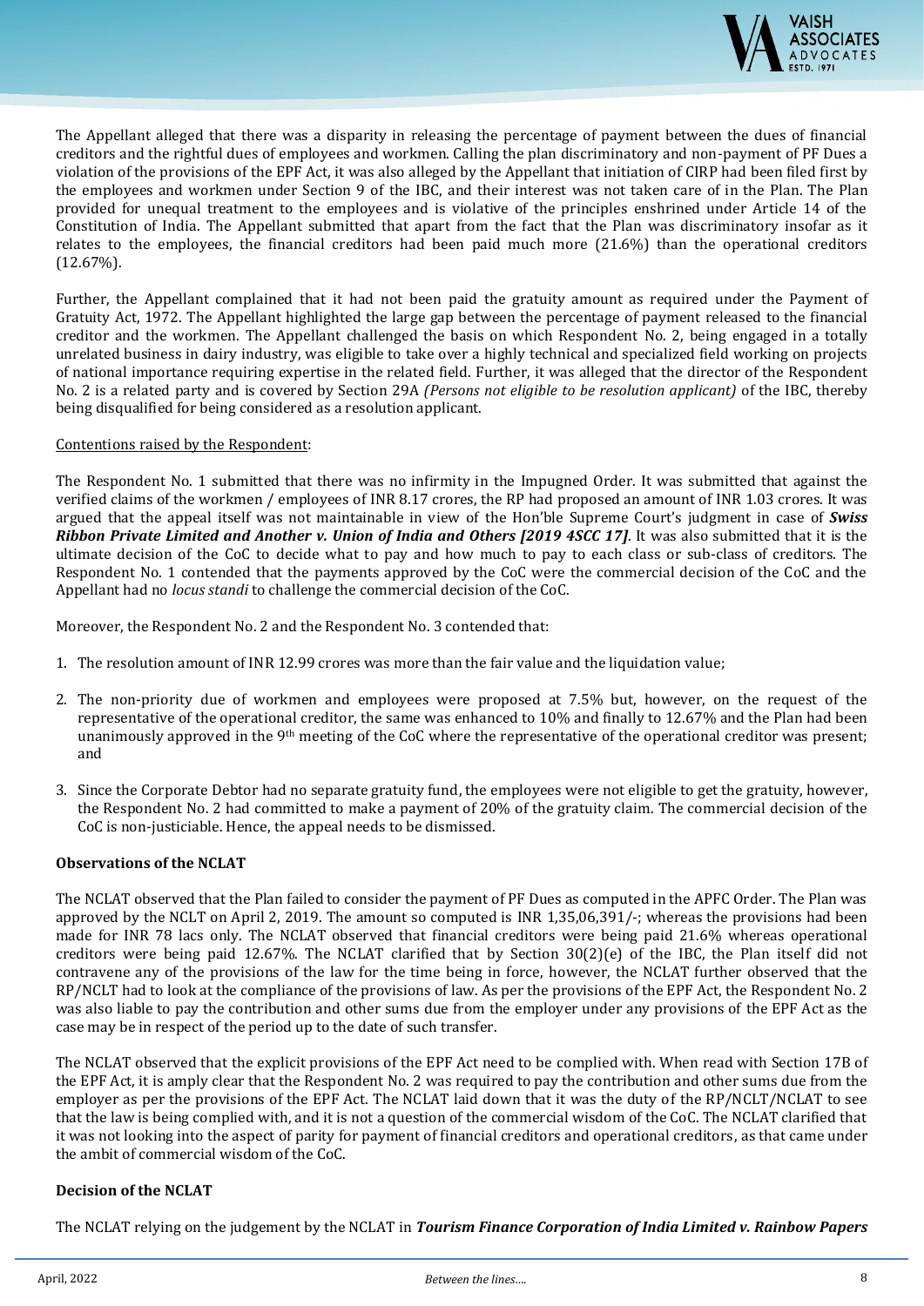The Appellant alleged that there was a disparity in releasing the percentage of payment between the dues of financial creditors and the rightful dues of employees and workmen. Calling the plan discriminatory and non-payment of PF Dues a violation of the provisions of the EPF Act, it was also alleged by the Appellant that initiation of CIRP had been filed first by the employees and workmen under Section 9 of the IBC, and their interest was not taken care of in the Plan. The Plan provided for unequal treatment to the employees and is violative of the principles enshrined under Article 14 of the Constitution of India. The Appellant submitted that apart from the fact that the Plan was discriminatory insofar as it relates to the employees, the financial creditors had been paid much more (21.6%) than the operational creditors (12.67%).

Further, the Appellant complained that it had not been paid the gratuity amount as required under the Payment of Gratuity Act, 1972. The Appellant highlighted the large gap between the percentage of payment released to the financial creditor and the workmen. The Appellant challenged the basis on which Respondent No. 2, being engaged in a totally unrelated business in dairy industry, was eligible to take over a highly technical and specialized field working on projects of national importance requiring expertise in the related field. Further, it was alleged that the director of the Respondent No. 2 is a related party and is covered by Section 29A *(Persons not eligible to be resolution applicant)* of the IBC, thereby being disqualified for being considered as a resolution applicant.

Contentions raised by the Respondent:

The Respondent No. 1 submitted that there was no infirmity in the Impugned Order. It was submitted that against the verified claims of the workmen / employees of INR 8.17 crores, the RP had proposed an amount of INR 1.03 crores. It was argued that the appeal itself was not maintainable in view of the Hon'ble Supreme Court's judgment in case of ***Swiss Ribbon Private Limited and Another v. Union of India and Others [2019 4SCC 17]***. It was also submitted that it is the ultimate decision of the CoC to decide what to pay and how much to pay to each class or sub-class of creditors. The Respondent No. 1 contended that the payments approved by the CoC were the commercial decision of the CoC and the Appellant had no *locus standi* to challenge the commercial decision of the CoC.

Moreover, the Respondent No. 2 and the Respondent No. 3 contended that:

1. The resolution amount of INR 12.99 crores was more than the fair value and the liquidation value;
2. The non-priority due of workmen and employees were proposed at 7.5% but, however, on the request of the representative of the operational creditor, the same was enhanced to 10% and finally to 12.67% and the Plan had been unanimously approved in the 9th meeting of the CoC where the representative of the operational creditor was present; and
3. Since the Corporate Debtor had no separate gratuity fund, the employees were not eligible to get the gratuity, however, the Respondent No. 2 had committed to make a payment of 20% of the gratuity claim. The commercial decision of the CoC is non-justiciable. Hence, the appeal needs to be dismissed.

**Observations of the NCLAT**

The NCLAT observed that the Plan failed to consider the payment of PF Dues as computed in the APFC Order. The Plan was approved by the NCLT on April 2, 2019. The amount so computed is INR 1,35,06,391/-; whereas the provisions had been made for INR 78 lacs only. The NCLAT observed that financial creditors were being paid 21.6% whereas operational creditors were being paid 12.67%. The NCLAT clarified that by Section 30(2)(e) of the IBC, the Plan itself did not contravene any of the provisions of the law for the time being in force, however, the NCLAT further observed that the RP/NCLT had to look at the compliance of the provisions of law. As per the provisions of the EPF Act, the Respondent No. 2 was also liable to pay the contribution and other sums due from the employer under any provisions of the EPF Act as the case may be in respect of the period up to the date of such transfer.

The NCLAT observed that the explicit provisions of the EPF Act need to be complied with. When read with Section 17B of the EPF Act, it is amply clear that the Respondent No. 2 was required to pay the contribution and other sums due from the employer as per the provisions of the EPF Act. The NCLAT laid down that it was the duty of the RP/NCLT/NCLAT to see that the law is being complied with, and it is not a question of the commercial wisdom of the CoC. The NCLAT clarified that it was not looking into the aspect of parity for payment of financial creditors and operational creditors, as that came under the ambit of commercial wisdom of the CoC.

**Decision of the NCLAT**

The NCLAT relying on the judgement by the NCLAT in ***Tourism Finance Corporation of India Limited v. Rainbow Papers***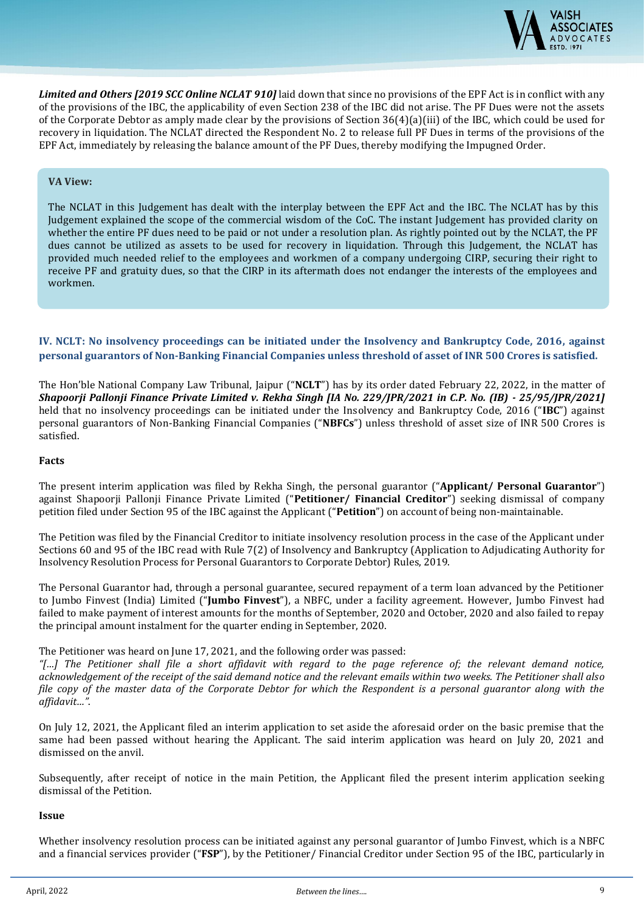***Limited and Others [2019 SCC Online NCLAT 910]*** laid down that since no provisions of the EPF Act is in conflict with any of the provisions of the IBC, the applicability of even Section 238 of the IBC did not arise. The PF Dues were not the assets of the Corporate Debtor as amply made clear by the provisions of Section 36(4)(a)(iii) of the IBC, which could be used for recovery in liquidation. The NCLAT directed the Respondent No. 2 to release full PF Dues in terms of the provisions of the EPF Act, immediately by releasing the balance amount of the PF Dues, thereby modifying the Impugned Order.

**VA View:**

The NCLAT in this Judgement has dealt with the interplay between the EPF Act and the IBC. The NCLAT has by this Judgement explained the scope of the commercial wisdom of the CoC. The instant Judgement has provided clarity on whether the entire PF dues need to be paid or not under a resolution plan. As rightly pointed out by the NCLAT, the PF dues cannot be utilized as assets to be used for recovery in liquidation. Through this Judgement, the NCLAT has provided much needed relief to the employees and workmen of a company undergoing CIRP, securing their right to receive PF and gratuity dues, so that the CIRP in its aftermath does not endanger the interests of the employees and workmen.

## IV. NCLT: No insolvency proceedings can be initiated under the Insolvency and Bankruptcy Code, 2016, against personal guarantors of Non-Banking Financial Companies unless threshold of asset of INR 500 Crores is satisfied.

The Hon'ble National Company Law Tribunal, Jaipur ("**NCLT**") has by its order dated February 22, 2022, in the matter of ***Shapoorji Pallonji Finance Private Limited v. Rekha Singh [IA No. 229/JPR/2021 in C.P. No. (IB) - 25/95/JPR/2021]*** held that no insolvency proceedings can be initiated under the Insolvency and Bankruptcy Code, 2016 ("**IBC**") against personal guarantors of Non-Banking Financial Companies ("**NBFCs**") unless threshold of asset size of INR 500 Crores is satisfied.

**Facts**

The present interim application was filed by Rekha Singh, the personal guarantor ("**Applicant/ Personal Guarantor**") against Shapoorji Pallonji Finance Private Limited ("**Petitioner/ Financial Creditor**") seeking dismissal of company petition filed under Section 95 of the IBC against the Applicant ("**Petition**") on account of being non-maintainable.

The Petition was filed by the Financial Creditor to initiate insolvency resolution process in the case of the Applicant under Sections 60 and 95 of the IBC read with Rule 7(2) of Insolvency and Bankruptcy (Application to Adjudicating Authority for Insolvency Resolution Process for Personal Guarantors to Corporate Debtor) Rules, 2019.

The Personal Guarantor had, through a personal guarantee, secured repayment of a term loan advanced by the Petitioner to Jumbo Finvest (India) Limited ("**Jumbo Finvest**"), a NBFC, under a facility agreement. However, Jumbo Finvest had failed to make payment of interest amounts for the months of September, 2020 and October, 2020 and also failed to repay the principal amount instalment for the quarter ending in September, 2020.

The Petitioner was heard on June 17, 2021, and the following order was passed:
*"[…] The Petitioner shall file a short affidavit with regard to the page reference of; the relevant demand notice, acknowledgement of the receipt of the said demand notice and the relevant emails within two weeks. The Petitioner shall also file copy of the master data of the Corporate Debtor for which the Respondent is a personal guarantor along with the affidavit…".*

On July 12, 2021, the Applicant filed an interim application to set aside the aforesaid order on the basic premise that the same had been passed without hearing the Applicant. The said interim application was heard on July 20, 2021 and dismissed on the anvil.

Subsequently, after receipt of notice in the main Petition, the Applicant filed the present interim application seeking dismissal of the Petition.

**Issue**

Whether insolvency resolution process can be initiated against any personal guarantor of Jumbo Finvest, which is a NBFC and a financial services provider ("**FSP**"), by the Petitioner/ Financial Creditor under Section 95 of the IBC, particularly in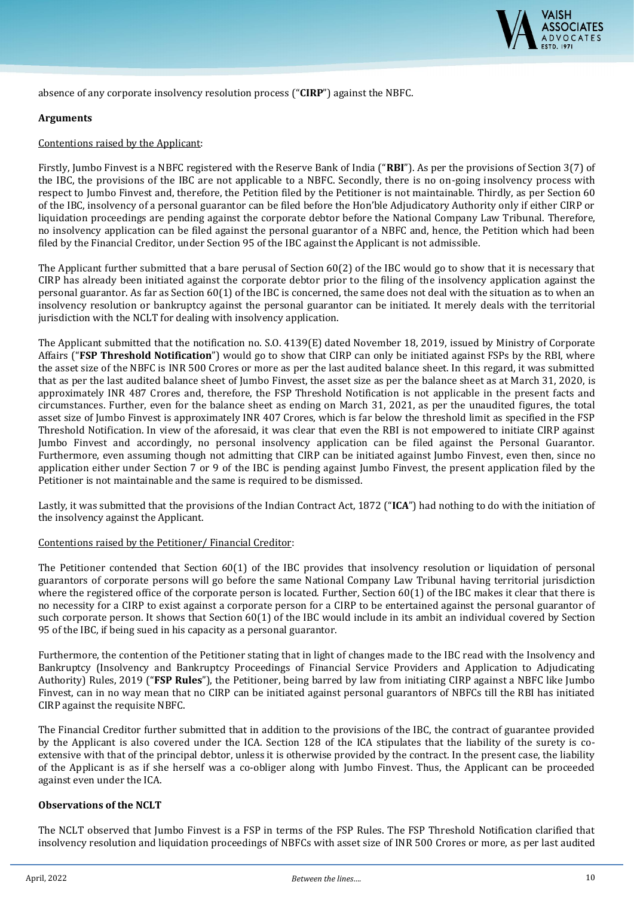absence of any corporate insolvency resolution process ("**CIRP**") against the NBFC.

**Arguments**

Contentions raised by the Applicant:

Firstly, Jumbo Finvest is a NBFC registered with the Reserve Bank of India ("**RBI**"). As per the provisions of Section 3(7) of the IBC, the provisions of the IBC are not applicable to a NBFC. Secondly, there is no on-going insolvency process with respect to Jumbo Finvest and, therefore, the Petition filed by the Petitioner is not maintainable. Thirdly, as per Section 60 of the IBC, insolvency of a personal guarantor can be filed before the Hon'ble Adjudicatory Authority only if either CIRP or liquidation proceedings are pending against the corporate debtor before the National Company Law Tribunal. Therefore, no insolvency application can be filed against the personal guarantor of a NBFC and, hence, the Petition which had been filed by the Financial Creditor, under Section 95 of the IBC against the Applicant is not admissible.

The Applicant further submitted that a bare perusal of Section 60(2) of the IBC would go to show that it is necessary that CIRP has already been initiated against the corporate debtor prior to the filing of the insolvency application against the personal guarantor. As far as Section 60(1) of the IBC is concerned, the same does not deal with the situation as to when an insolvency resolution or bankruptcy against the personal guarantor can be initiated. It merely deals with the territorial jurisdiction with the NCLT for dealing with insolvency application.

The Applicant submitted that the notification no. S.O. 4139(E) dated November 18, 2019, issued by Ministry of Corporate Affairs ("**FSP Threshold Notification**") would go to show that CIRP can only be initiated against FSPs by the RBI, where the asset size of the NBFC is INR 500 Crores or more as per the last audited balance sheet. In this regard, it was submitted that as per the last audited balance sheet of Jumbo Finvest, the asset size as per the balance sheet as at March 31, 2020, is approximately INR 487 Crores and, therefore, the FSP Threshold Notification is not applicable in the present facts and circumstances. Further, even for the balance sheet as ending on March 31, 2021, as per the unaudited figures, the total asset size of Jumbo Finvest is approximately INR 407 Crores, which is far below the threshold limit as specified in the FSP Threshold Notification. In view of the aforesaid, it was clear that even the RBI is not empowered to initiate CIRP against Jumbo Finvest and accordingly, no personal insolvency application can be filed against the Personal Guarantor. Furthermore, even assuming though not admitting that CIRP can be initiated against Jumbo Finvest, even then, since no application either under Section 7 or 9 of the IBC is pending against Jumbo Finvest, the present application filed by the Petitioner is not maintainable and the same is required to be dismissed.

Lastly, it was submitted that the provisions of the Indian Contract Act, 1872 ("**ICA**") had nothing to do with the initiation of the insolvency against the Applicant.

Contentions raised by the Petitioner/ Financial Creditor:

The Petitioner contended that Section 60(1) of the IBC provides that insolvency resolution or liquidation of personal guarantors of corporate persons will go before the same National Company Law Tribunal having territorial jurisdiction where the registered office of the corporate person is located. Further, Section 60(1) of the IBC makes it clear that there is no necessity for a CIRP to exist against a corporate person for a CIRP to be entertained against the personal guarantor of such corporate person. It shows that Section 60(1) of the IBC would include in its ambit an individual covered by Section 95 of the IBC, if being sued in his capacity as a personal guarantor.

Furthermore, the contention of the Petitioner stating that in light of changes made to the IBC read with the Insolvency and Bankruptcy (Insolvency and Bankruptcy Proceedings of Financial Service Providers and Application to Adjudicating Authority) Rules, 2019 ("**FSP Rules**"), the Petitioner, being barred by law from initiating CIRP against a NBFC like Jumbo Finvest, can in no way mean that no CIRP can be initiated against personal guarantors of NBFCs till the RBI has initiated CIRP against the requisite NBFC.

The Financial Creditor further submitted that in addition to the provisions of the IBC, the contract of guarantee provided by the Applicant is also covered under the ICA. Section 128 of the ICA stipulates that the liability of the surety is co-extensive with that of the principal debtor, unless it is otherwise provided by the contract. In the present case, the liability of the Applicant is as if she herself was a co-obliger along with Jumbo Finvest. Thus, the Applicant can be proceeded against even under the ICA.

**Observations of the NCLT**

The NCLT observed that Jumbo Finvest is a FSP in terms of the FSP Rules. The FSP Threshold Notification clarified that insolvency resolution and liquidation proceedings of NBFCs with asset size of INR 500 Crores or more, as per last audited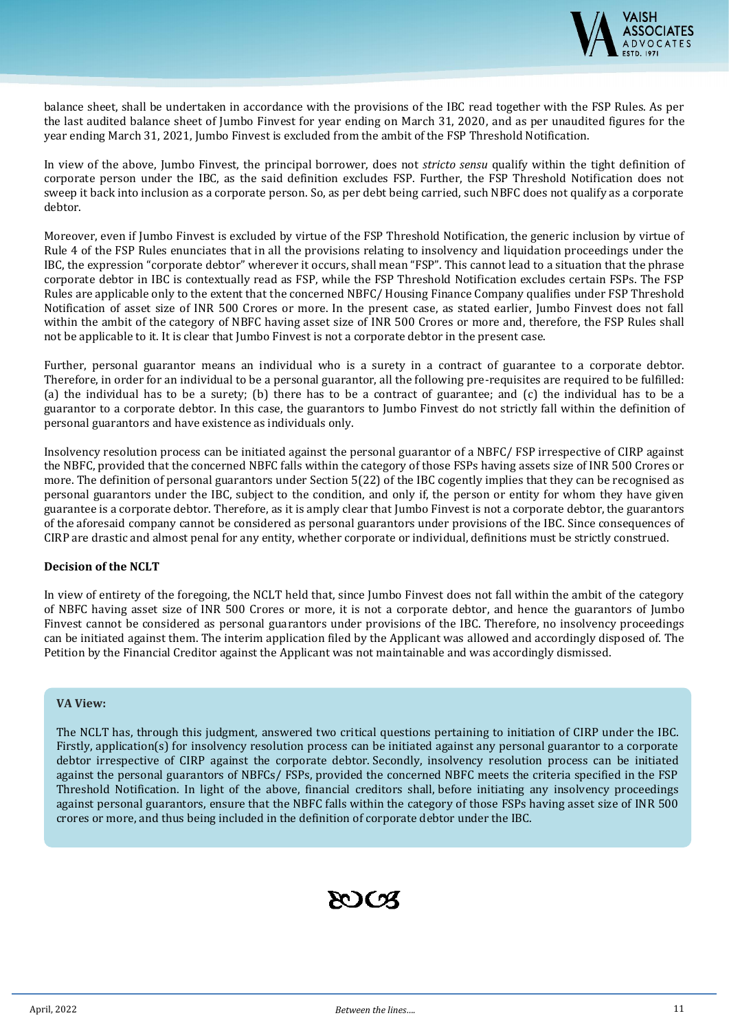balance sheet, shall be undertaken in accordance with the provisions of the IBC read together with the FSP Rules. As per the last audited balance sheet of Jumbo Finvest for year ending on March 31, 2020, and as per unaudited figures for the year ending March 31, 2021, Jumbo Finvest is excluded from the ambit of the FSP Threshold Notification.

In view of the above, Jumbo Finvest, the principal borrower, does not *stricto sensu* qualify within the tight definition of corporate person under the IBC, as the said definition excludes FSP. Further, the FSP Threshold Notification does not sweep it back into inclusion as a corporate person. So, as per debt being carried, such NBFC does not qualify as a corporate debtor.

Moreover, even if Jumbo Finvest is excluded by virtue of the FSP Threshold Notification, the generic inclusion by virtue of Rule 4 of the FSP Rules enunciates that in all the provisions relating to insolvency and liquidation proceedings under the IBC, the expression "corporate debtor" wherever it occurs, shall mean "FSP". This cannot lead to a situation that the phrase corporate debtor in IBC is contextually read as FSP, while the FSP Threshold Notification excludes certain FSPs. The FSP Rules are applicable only to the extent that the concerned NBFC/ Housing Finance Company qualifies under FSP Threshold Notification of asset size of INR 500 Crores or more. In the present case, as stated earlier, Jumbo Finvest does not fall within the ambit of the category of NBFC having asset size of INR 500 Crores or more and, therefore, the FSP Rules shall not be applicable to it. It is clear that Jumbo Finvest is not a corporate debtor in the present case.

Further, personal guarantor means an individual who is a surety in a contract of guarantee to a corporate debtor. Therefore, in order for an individual to be a personal guarantor, all the following pre-requisites are required to be fulfilled: (a) the individual has to be a surety; (b) there has to be a contract of guarantee; and (c) the individual has to be a guarantor to a corporate debtor. In this case, the guarantors to Jumbo Finvest do not strictly fall within the definition of personal guarantors and have existence as individuals only.

Insolvency resolution process can be initiated against the personal guarantor of a NBFC/ FSP irrespective of CIRP against the NBFC, provided that the concerned NBFC falls within the category of those FSPs having assets size of INR 500 Crores or more. The definition of personal guarantors under Section 5(22) of the IBC cogently implies that they can be recognised as personal guarantors under the IBC, subject to the condition, and only if, the person or entity for whom they have given guarantee is a corporate debtor. Therefore, as it is amply clear that Jumbo Finvest is not a corporate debtor, the guarantors of the aforesaid company cannot be considered as personal guarantors under provisions of the IBC. Since consequences of CIRP are drastic and almost penal for any entity, whether corporate or individual, definitions must be strictly construed.

**Decision of the NCLT**

In view of entirety of the foregoing, the NCLT held that, since Jumbo Finvest does not fall within the ambit of the category of NBFC having asset size of INR 500 Crores or more, it is not a corporate debtor, and hence the guarantors of Jumbo Finvest cannot be considered as personal guarantors under provisions of the IBC. Therefore, no insolvency proceedings can be initiated against them. The interim application filed by the Applicant was allowed and accordingly disposed of. The Petition by the Financial Creditor against the Applicant was not maintainable and was accordingly dismissed.

**VA View:**

The NCLT has, through this judgment, answered two critical questions pertaining to initiation of CIRP under the IBC. Firstly, application(s) for insolvency resolution process can be initiated against any personal guarantor to a corporate debtor irrespective of CIRP against the corporate debtor. Secondly, insolvency resolution process can be initiated against the personal guarantors of NBFCs/ FSPs, provided the concerned NBFC meets the criteria specified in the FSP Threshold Notification. In light of the above, financial creditors shall, before initiating any insolvency proceedings against personal guarantors, ensure that the NBFC falls within the category of those FSPs having asset size of INR 500 crores or more, and thus being included in the definition of corporate debtor under the IBC.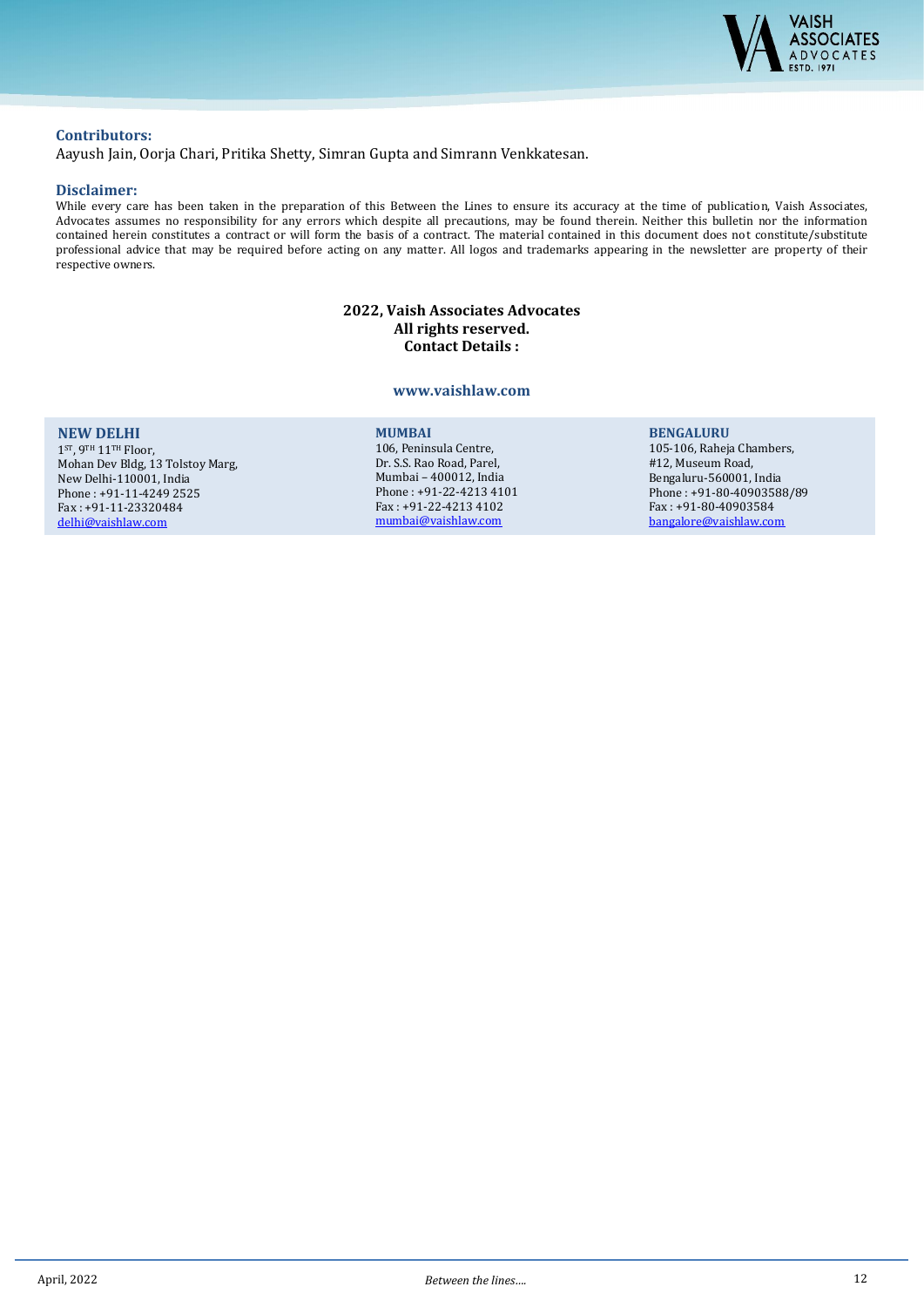### Contributors:

Aayush Jain, Oorja Chari, Pritika Shetty, Simran Gupta and Simrann Venkkatesan.

### Disclaimer:

While every care has been taken in the preparation of this Between the Lines to ensure its accuracy at the time of publication, Vaish Associates, Advocates assumes no responsibility for any errors which despite all precautions, may be found therein. Neither this bulletin nor the information contained herein constitutes a contract or will form the basis of a contract. The material contained in this document does not constitute/substitute professional advice that may be required before acting on any matter. All logos and trademarks appearing in the newsletter are property of their respective owners.

**2022, Vaish Associates Advocates**
**All rights reserved.**
**Contact Details :**

**www.vaishlaw.com**

**NEW DELHI**
1ST, 9TH 11TH Floor,
Mohan Dev Bldg, 13 Tolstoy Marg,
New Delhi-110001, India
Phone : +91-11-4249 2525
Fax : +91-11-23320484
delhi@vaishlaw.com

**MUMBAI**
106, Peninsula Centre,
Dr. S.S. Rao Road, Parel,
Mumbai – 400012, India
Phone : +91-22-4213 4101
Fax : +91-22-4213 4102
mumbai@vaishlaw.com

**BENGALURU**
105-106, Raheja Chambers,
#12, Museum Road,
Bengaluru-560001, India
Phone : +91-80-40903588/89
Fax : +91-80-40903584
bangalore@vaishlaw.com